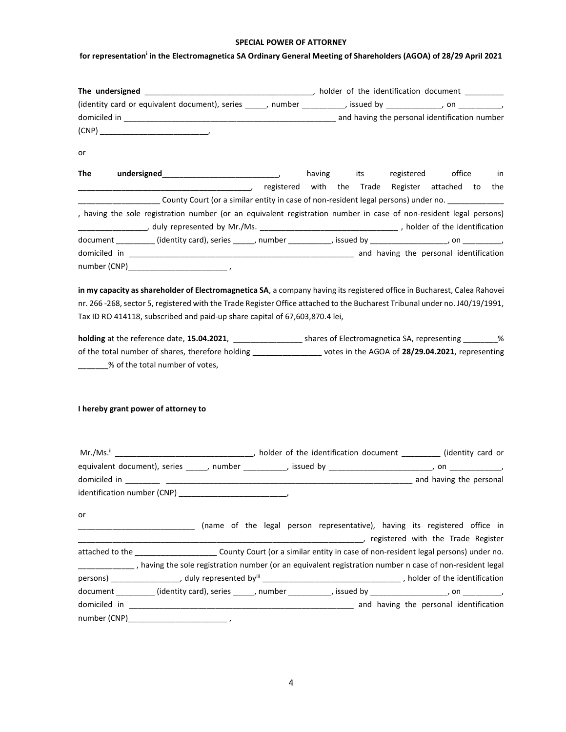**SPECIAL POWER OF ATTORNEY**

**for representation[i] in the Electromagnetica SA Ordinary General Meeting of Shareholders (AGOA) of 28/29 April 2021**

**The undersigned** ______________________________________, holder of the identification document _________ (identity card or equivalent document), series _____, number __________, issued by _____________, on __________, domiciled in _________________________________________________ and having the personal identification number (CNP) _________________________,

or

**The undersigned**___________________________, having its registered office in _______________________________________, registered with the Trade Register attached to the __________________ County Court (or a similar entity in case of non-resident legal persons) under no. _____________ , having the sole registration number (or an equivalent registration number in case of non-resident legal persons) _______________, duly represented by Mr./Ms. _______________________________ , holder of the identification document _________ (identity card), series _____, number __________, issued by _________________, on _________, domiciled in ____________________________________________________ and having the personal identification number (CNP)_______________________ ,

**in my capacity as shareholder of Electromagnetica SA**, a company having its registered office in Bucharest, Calea Rahovei nr. 266 -268, sector 5, registered with the Trade Register Office attached to the Bucharest Tribunal under no. J40/19/1991, Tax ID RO 414118, subscribed and paid-up share capital of 67,603,870.4 lei,

**holding** at the reference date, **15.04.2021**, _______________ shares of Electromagnetica SA, representing ________% of the total number of shares, therefore holding _______________ votes in the AGOA of **28/29.04.2021**, representing _______% of the total number of votes,

**I hereby grant power of attorney to**

Mr./Ms.[ii] _______________________________, holder of the identification document _________ (identity card or equivalent document), series _____, number __________, issued by _______________________, on ___________, domiciled in ________ __________________________________________________________ and having the personal identification number (CNP) _________________________,

or

__________________________ (name of the legal person representative), having its registered office in ___________________________________________________________________, registered with the Trade Register attached to the __________________ County Court (or a similar entity in case of non-resident legal persons) under no. _____________ , having the sole registration number (or an equivalent registration number n case of non-resident legal persons) _______________, duly represented by[iii] _______________________________ , holder of the identification document _________ (identity card), series _____, number __________, issued by _________________, on _________, domiciled in _____________________________________________________ and having the personal identification number (CNP)_______________________ ,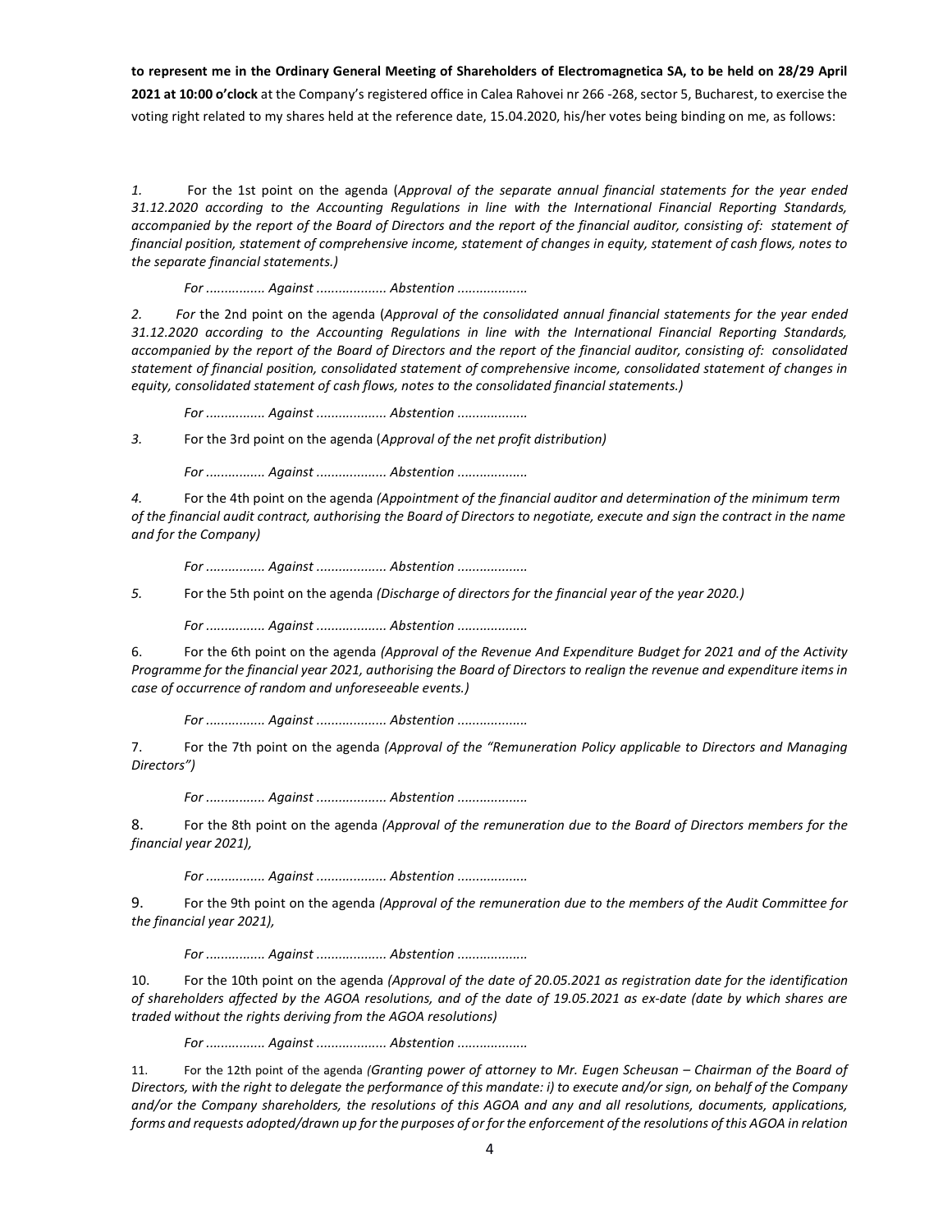**to represent me in the Ordinary General Meeting of Shareholders of Electromagnetica SA, to be held on 28/29 April 2021 at 10:00 o'clock** at the Company's registered office in Calea Rahovei nr 266 -268, sector 5, Bucharest, to exercise the voting right related to my shares held at the reference date, 15.04.2020, his/her votes being binding on me, as follows:

*1.* For the 1st point on the agenda (*Approval of the separate annual financial statements for the year ended 31.12.2020 according to the Accounting Regulations in line with the International Financial Reporting Standards, accompanied by the report of the Board of Directors and the report of the financial auditor, consisting of: statement of financial position, statement of comprehensive income, statement of changes in equity, statement of cash flows, notes to the separate financial statements.)*

*For ................ Against ................... Abstention ...................*

*2.* *For* the 2nd point on the agenda (*Approval of the consolidated annual financial statements for the year ended 31.12.2020 according to the Accounting Regulations in line with the International Financial Reporting Standards, accompanied by the report of the Board of Directors and the report of the financial auditor, consisting of: consolidated statement of financial position, consolidated statement of comprehensive income, consolidated statement of changes in equity, consolidated statement of cash flows, notes to the consolidated financial statements.)*

*For ................ Against ................... Abstention ...................*

*3.* For the 3rd point on the agenda (*Approval of the net profit distribution)*

*For ................ Against ................... Abstention ...................*

*4.* For the 4th point on the agenda *(Appointment of the financial auditor and determination of the minimum term of the financial audit contract, authorising the Board of Directors to negotiate, execute and sign the contract in the name and for the Company)*

*For ................ Against ................... Abstention ...................*

*5.* For the 5th point on the agenda *(Discharge of directors for the financial year of the year 2020.)*

*For ................ Against ................... Abstention ...................*

6. For the 6th point on the agenda *(Approval of the Revenue And Expenditure Budget for 2021 and of the Activity Programme for the financial year 2021, authorising the Board of Directors to realign the revenue and expenditure items in case of occurrence of random and unforeseeable events.)*

*For ................ Against ................... Abstention ...................*

7. For the 7th point on the agenda *(Approval of the "Remuneration Policy applicable to Directors and Managing Directors")*

*For ................ Against ................... Abstention ...................*

8. For the 8th point on the agenda *(Approval of the remuneration due to the Board of Directors members for the financial year 2021),*

*For ................ Against ................... Abstention ...................*

9. For the 9th point on the agenda *(Approval of the remuneration due to the members of the Audit Committee for the financial year 2021),*

*For ................ Against ................... Abstention ...................*

10. For the 10th point on the agenda *(Approval of the date of 20.05.2021 as registration date for the identification of shareholders affected by the AGOA resolutions, and of the date of 19.05.2021 as ex-date (date by which shares are traded without the rights deriving from the AGOA resolutions)*

*For ................ Against ................... Abstention ...................*

11. For the 12th point of the agenda *(Granting power of attorney to Mr. Eugen Scheusan – Chairman of the Board of Directors, with the right to delegate the performance of this mandate: i) to execute and/or sign, on behalf of the Company and/or the Company shareholders, the resolutions of this AGOA and any and all resolutions, documents, applications, forms and requests adopted/drawn up for the purposes of or for the enforcement of the resolutions of this AGOA in relation*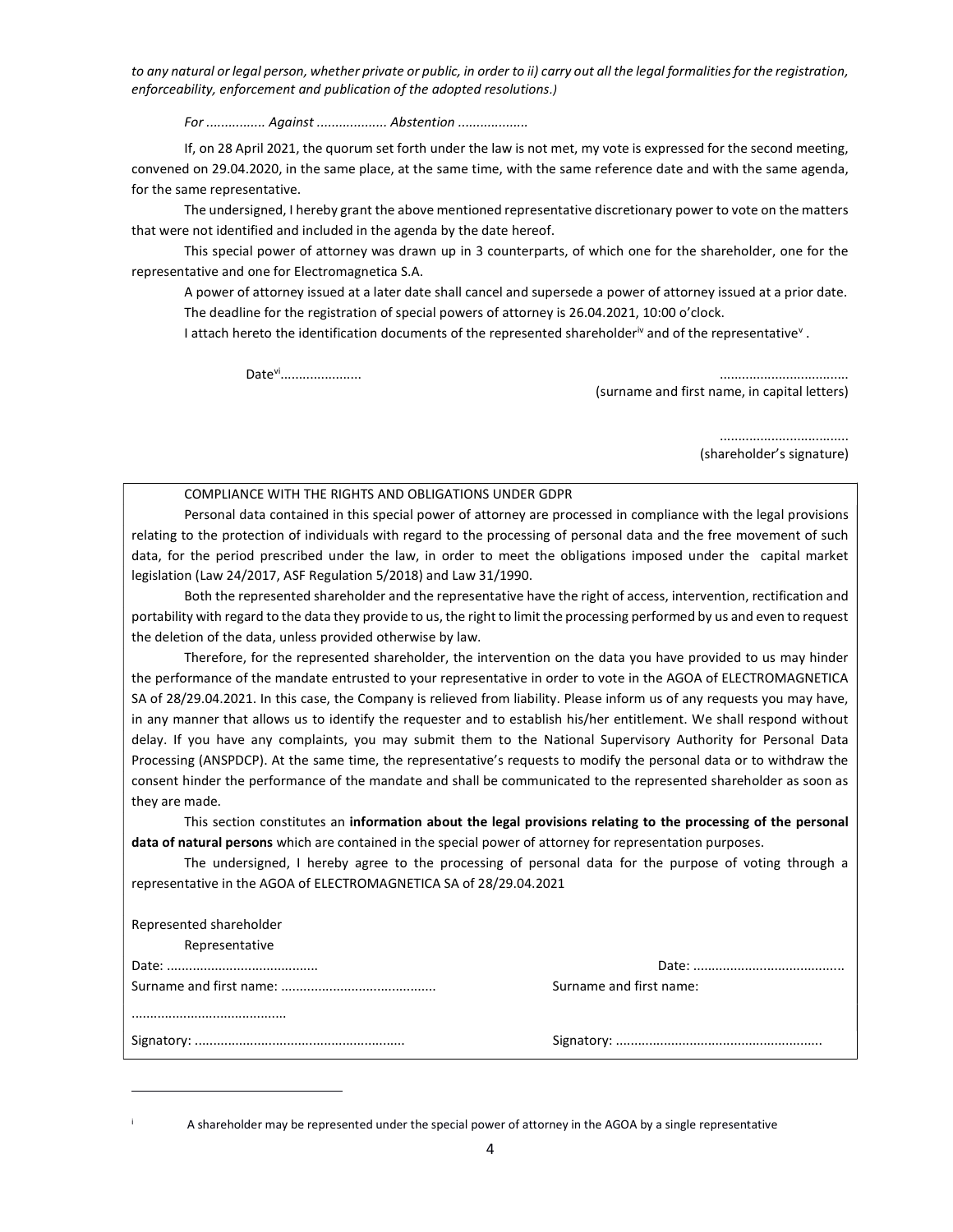*to any natural or legal person, whether private or public, in order to ii) carry out all the legal formalities for the registration, enforceability, enforcement and publication of the adopted resolutions.)*

*For ................ Against ................... Abstention ...................*

If, on 28 April 2021, the quorum set forth under the law is not met, my vote is expressed for the second meeting, convened on 29.04.2020, in the same place, at the same time, with the same reference date and with the same agenda, for the same representative.

The undersigned, I hereby grant the above mentioned representative discretionary power to vote on the matters that were not identified and included in the agenda by the date hereof.

This special power of attorney was drawn up in 3 counterparts, of which one for the shareholder, one for the representative and one for Electromagnetica S.A.

A power of attorney issued at a later date shall cancel and supersede a power of attorney issued at a prior date.

The deadline for the registration of special powers of attorney is 26.04.2021, 10:00 o'clock.

I attach hereto the identification documents of the represented shareholder[iv] and of the representative[v] .

Date[vi]......................

..................................
(surname and first name, in capital letters)

..................................
(shareholder's signature)

COMPLIANCE WITH THE RIGHTS AND OBLIGATIONS UNDER GDPR

Personal data contained in this special power of attorney are processed in compliance with the legal provisions relating to the protection of individuals with regard to the processing of personal data and the free movement of such data, for the period prescribed under the law, in order to meet the obligations imposed under the capital market legislation (Law 24/2017, ASF Regulation 5/2018) and Law 31/1990.

Both the represented shareholder and the representative have the right of access, intervention, rectification and portability with regard to the data they provide to us, the right to limit the processing performed by us and even to request the deletion of the data, unless provided otherwise by law.

Therefore, for the represented shareholder, the intervention on the data you have provided to us may hinder the performance of the mandate entrusted to your representative in order to vote in the AGOA of ELECTROMAGNETICA SA of 28/29.04.2021. In this case, the Company is relieved from liability. Please inform us of any requests you may have, in any manner that allows us to identify the requester and to establish his/her entitlement. We shall respond without delay. If you have any complaints, you may submit them to the National Supervisory Authority for Personal Data Processing (ANSPDCP). At the same time, the representative's requests to modify the personal data or to withdraw the consent hinder the performance of the mandate and shall be communicated to the represented shareholder as soon as they are made.

This section constitutes an **information about the legal provisions relating to the processing of the personal data of natural persons** which are contained in the special power of attorney for representation purposes.

The undersigned, I hereby agree to the processing of personal data for the purpose of voting through a representative in the AGOA of ELECTROMAGNETICA SA of 28/29.04.2021

Represented shareholder

Representative

Date: ........................................

Surname and first name: .........................................

.........................................

Signatory: .........................................................

Date: ........................................

Surname and first name:

Signatory: .......................................................

[i] A shareholder may be represented under the special power of attorney in the AGOA by a single representative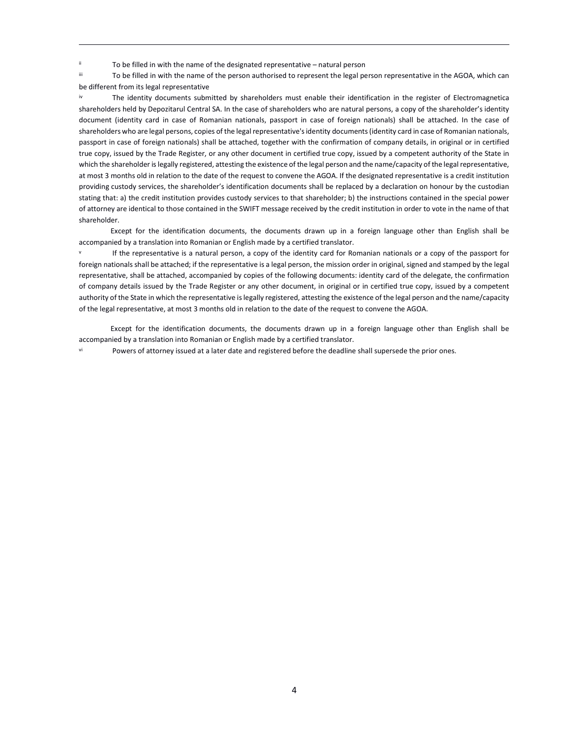---

[ii] To be filled in with the name of the designated representative – natural person

[iii] To be filled in with the name of the person authorised to represent the legal person representative in the AGOA, which can be different from its legal representative

[iv] The identity documents submitted by shareholders must enable their identification in the register of Electromagnetica shareholders held by Depozitarul Central SA. In the case of shareholders who are natural persons, a copy of the shareholder's identity document (identity card in case of Romanian nationals, passport in case of foreign nationals) shall be attached. In the case of shareholders who are legal persons, copies of the legal representative's identity documents (identity card in case of Romanian nationals, passport in case of foreign nationals) shall be attached, together with the confirmation of company details, in original or in certified true copy, issued by the Trade Register, or any other document in certified true copy, issued by a competent authority of the State in which the shareholder is legally registered, attesting the existence of the legal person and the name/capacity of the legal representative, at most 3 months old in relation to the date of the request to convene the AGOA. If the designated representative is a credit institution providing custody services, the shareholder's identification documents shall be replaced by a declaration on honour by the custodian stating that: a) the credit institution provides custody services to that shareholder; b) the instructions contained in the special power of attorney are identical to those contained in the SWIFT message received by the credit institution in order to vote in the name of that shareholder.

Except for the identification documents, the documents drawn up in a foreign language other than English shall be accompanied by a translation into Romanian or English made by a certified translator.

[v] If the representative is a natural person, a copy of the identity card for Romanian nationals or a copy of the passport for foreign nationals shall be attached; if the representative is a legal person, the mission order in original, signed and stamped by the legal representative, shall be attached, accompanied by copies of the following documents: identity card of the delegate, the confirmation of company details issued by the Trade Register or any other document, in original or in certified true copy, issued by a competent authority of the State in which the representative is legally registered, attesting the existence of the legal person and the name/capacity of the legal representative, at most 3 months old in relation to the date of the request to convene the AGOA.

Except for the identification documents, the documents drawn up in a foreign language other than English shall be accompanied by a translation into Romanian or English made by a certified translator.

[vi] Powers of attorney issued at a later date and registered before the deadline shall supersede the prior ones.